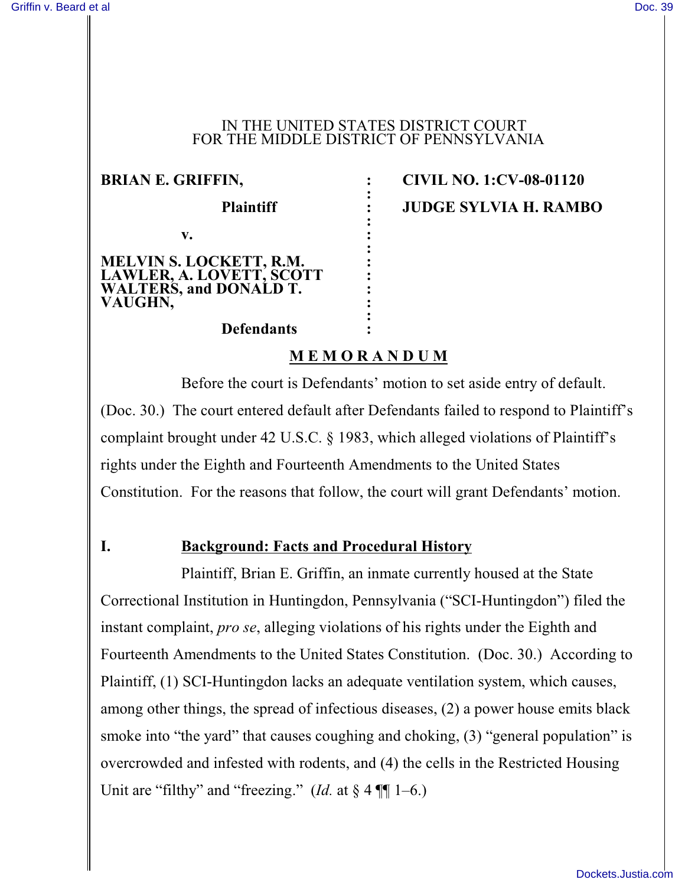IN THE UNITED STATES DISTRICT COURT
FOR THE MIDDLE DISTRICT OF PENNSYLVANIA

| | | |
|---|---|---|
| **BRIAN E. GRIFFIN,** | : | **CIVIL NO. 1:CV-08-01120** |
| **Plaintiff** | : | **JUDGE SYLVIA H. RAMBO** |
| **v.** | : | |
| **MELVIN S. LOCKETT, R.M. LAWLER, A. LOVETT, SCOTT WALTERS, and DONALD T. VAUGHN,** | : | |
| **Defendants** | : | |

## M E M O R A N D U M

Before the court is Defendants' motion to set aside entry of default. (Doc. 30.) The court entered default after Defendants failed to respond to Plaintiff's complaint brought under 42 U.S.C. § 1983, which alleged violations of Plaintiff's rights under the Eighth and Fourteenth Amendments to the United States Constitution. For the reasons that follow, the court will grant Defendants' motion.

## I. Background: Facts and Procedural History

Plaintiff, Brian E. Griffin, an inmate currently housed at the State Correctional Institution in Huntingdon, Pennsylvania ("SCI-Huntingdon") filed the instant complaint, *pro se*, alleging violations of his rights under the Eighth and Fourteenth Amendments to the United States Constitution. (Doc. 30.) According to Plaintiff, (1) SCI-Huntingdon lacks an adequate ventilation system, which causes, among other things, the spread of infectious diseases, (2) a power house emits black smoke into "the yard" that causes coughing and choking, (3) "general population" is overcrowded and infested with rodents, and (4) the cells in the Restricted Housing Unit are "filthy" and "freezing." (*Id.* at § 4 ¶¶ 1–6.)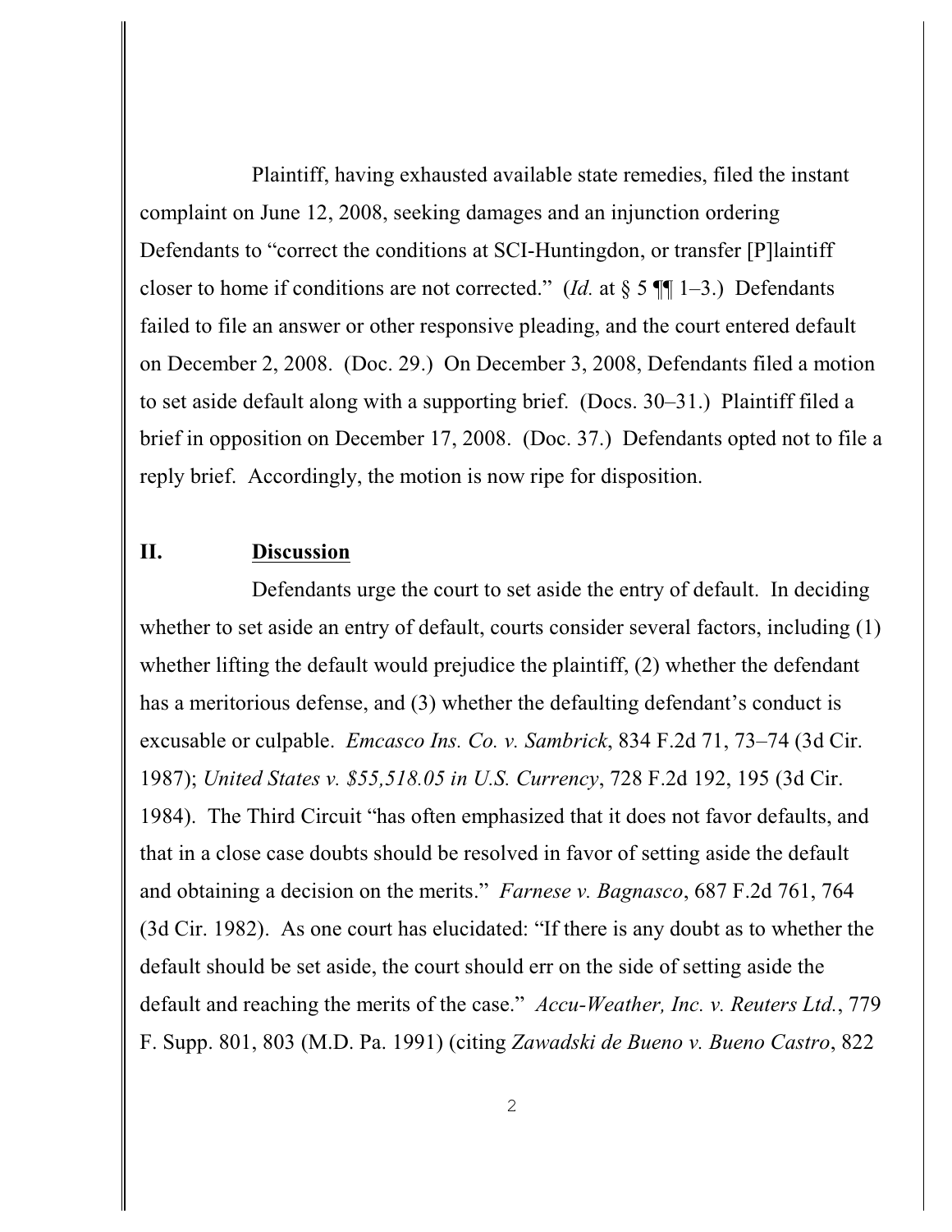Plaintiff, having exhausted available state remedies, filed the instant complaint on June 12, 2008, seeking damages and an injunction ordering Defendants to "correct the conditions at SCI-Huntingdon, or transfer [P]laintiff closer to home if conditions are not corrected." (*Id.* at § 5 ¶¶ 1–3.) Defendants failed to file an answer or other responsive pleading, and the court entered default on December 2, 2008. (Doc. 29.) On December 3, 2008, Defendants filed a motion to set aside default along with a supporting brief. (Docs. 30–31.) Plaintiff filed a brief in opposition on December 17, 2008. (Doc. 37.) Defendants opted not to file a reply brief. Accordingly, the motion is now ripe for disposition.

## II. Discussion

Defendants urge the court to set aside the entry of default. In deciding whether to set aside an entry of default, courts consider several factors, including (1) whether lifting the default would prejudice the plaintiff, (2) whether the defendant has a meritorious defense, and (3) whether the defaulting defendant's conduct is excusable or culpable. *Emcasco Ins. Co. v. Sambrick*, 834 F.2d 71, 73–74 (3d Cir. 1987); *United States v. $55,518.05 in U.S. Currency*, 728 F.2d 192, 195 (3d Cir. 1984). The Third Circuit "has often emphasized that it does not favor defaults, and that in a close case doubts should be resolved in favor of setting aside the default and obtaining a decision on the merits." *Farnese v. Bagnasco*, 687 F.2d 761, 764 (3d Cir. 1982). As one court has elucidated: "If there is any doubt as to whether the default should be set aside, the court should err on the side of setting aside the default and reaching the merits of the case." *Accu-Weather, Inc. v. Reuters Ltd.*, 779 F. Supp. 801, 803 (M.D. Pa. 1991) (citing *Zawadski de Bueno v. Bueno Castro*, 822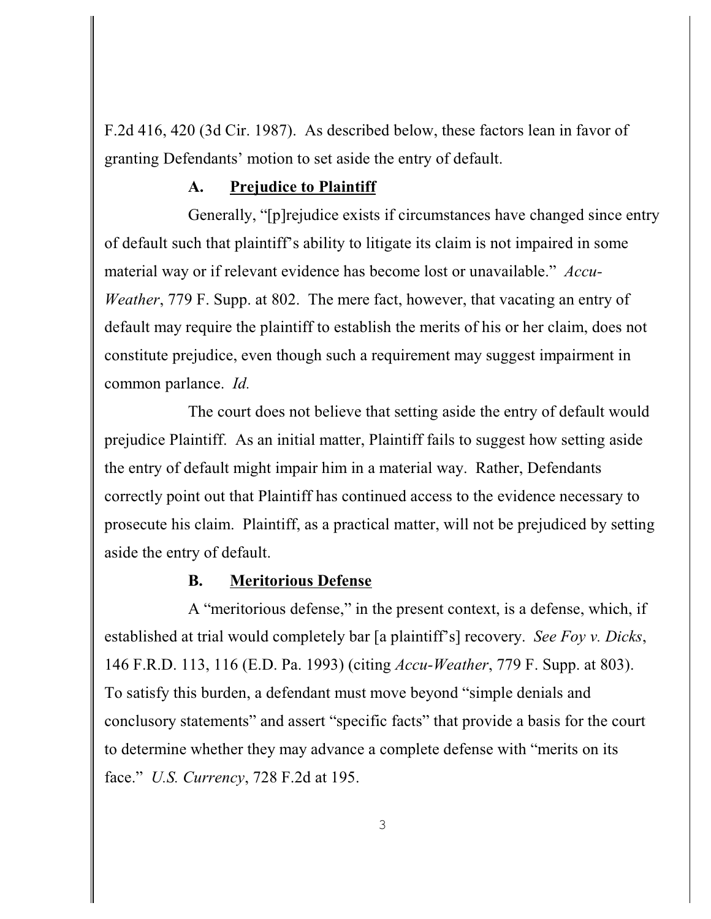F.2d 416, 420 (3d Cir. 1987). As described below, these factors lean in favor of granting Defendants' motion to set aside the entry of default.

### A. Prejudice to Plaintiff

Generally, "[p]rejudice exists if circumstances have changed since entry of default such that plaintiff's ability to litigate its claim is not impaired in some material way or if relevant evidence has become lost or unavailable." *Accu-Weather*, 779 F. Supp. at 802. The mere fact, however, that vacating an entry of default may require the plaintiff to establish the merits of his or her claim, does not constitute prejudice, even though such a requirement may suggest impairment in common parlance. *Id.*

The court does not believe that setting aside the entry of default would prejudice Plaintiff. As an initial matter, Plaintiff fails to suggest how setting aside the entry of default might impair him in a material way. Rather, Defendants correctly point out that Plaintiff has continued access to the evidence necessary to prosecute his claim. Plaintiff, as a practical matter, will not be prejudiced by setting aside the entry of default.

### B. Meritorious Defense

A "meritorious defense," in the present context, is a defense, which, if established at trial would completely bar [a plaintiff's] recovery. *See Foy v. Dicks*, 146 F.R.D. 113, 116 (E.D. Pa. 1993) (citing *Accu-Weather*, 779 F. Supp. at 803). To satisfy this burden, a defendant must move beyond "simple denials and conclusory statements" and assert "specific facts" that provide a basis for the court to determine whether they may advance a complete defense with "merits on its face." *U.S. Currency*, 728 F.2d at 195.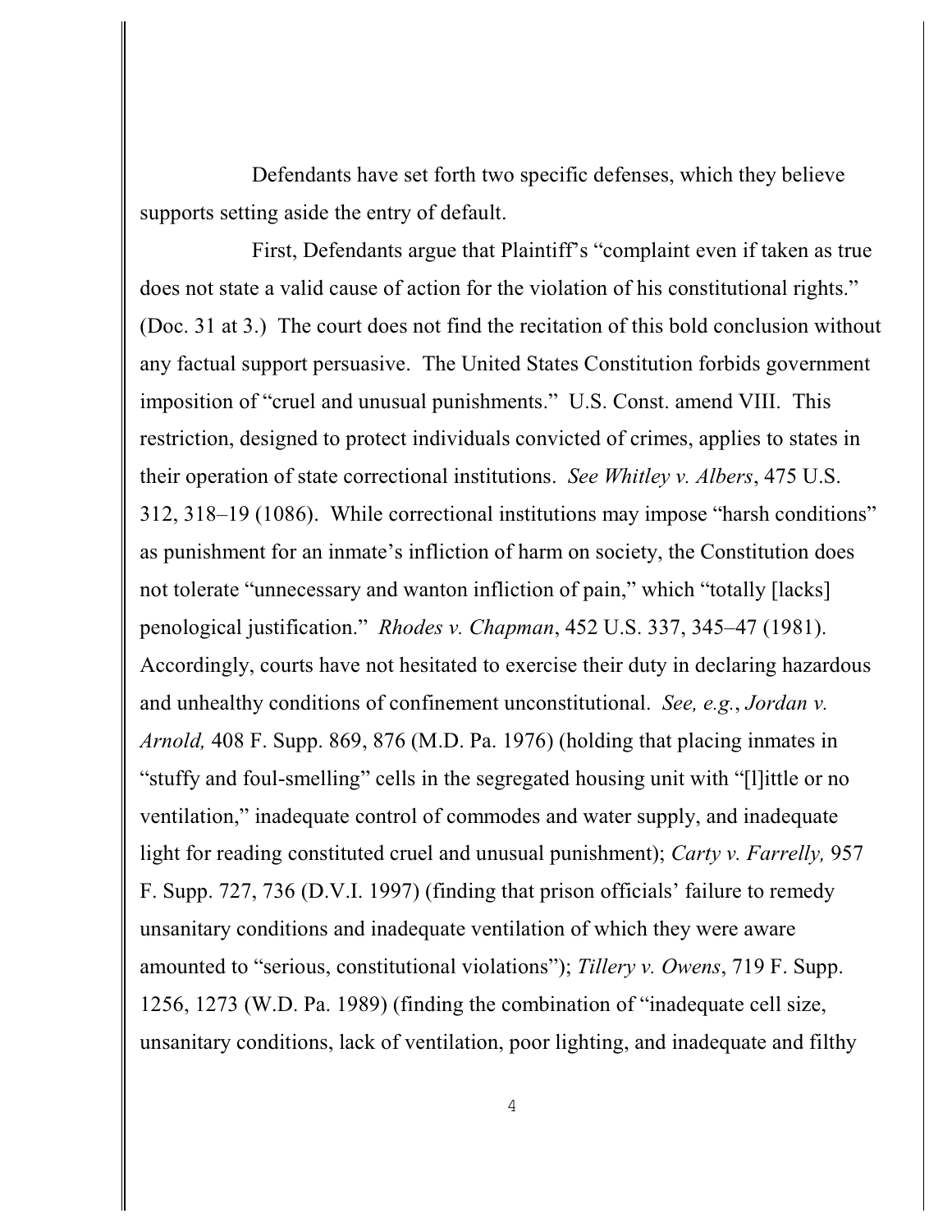Defendants have set forth two specific defenses, which they believe supports setting aside the entry of default.

First, Defendants argue that Plaintiff's "complaint even if taken as true does not state a valid cause of action for the violation of his constitutional rights." (Doc. 31 at 3.) The court does not find the recitation of this bold conclusion without any factual support persuasive. The United States Constitution forbids government imposition of "cruel and unusual punishments." U.S. Const. amend VIII. This restriction, designed to protect individuals convicted of crimes, applies to states in their operation of state correctional institutions. *See Whitley v. Albers*, 475 U.S. 312, 318–19 (1086). While correctional institutions may impose "harsh conditions" as punishment for an inmate's infliction of harm on society, the Constitution does not tolerate "unnecessary and wanton infliction of pain," which "totally [lacks] penological justification." *Rhodes v. Chapman*, 452 U.S. 337, 345–47 (1981). Accordingly, courts have not hesitated to exercise their duty in declaring hazardous and unhealthy conditions of confinement unconstitutional. *See, e.g.*, *Jordan v. Arnold,* 408 F. Supp. 869, 876 (M.D. Pa. 1976) (holding that placing inmates in "stuffy and foul-smelling" cells in the segregated housing unit with "[l]ittle or no ventilation," inadequate control of commodes and water supply, and inadequate light for reading constituted cruel and unusual punishment); *Carty v. Farrelly,* 957 F. Supp. 727, 736 (D.V.I. 1997) (finding that prison officials' failure to remedy unsanitary conditions and inadequate ventilation of which they were aware amounted to "serious, constitutional violations"); *Tillery v. Owens*, 719 F. Supp. 1256, 1273 (W.D. Pa. 1989) (finding the combination of "inadequate cell size, unsanitary conditions, lack of ventilation, poor lighting, and inadequate and filthy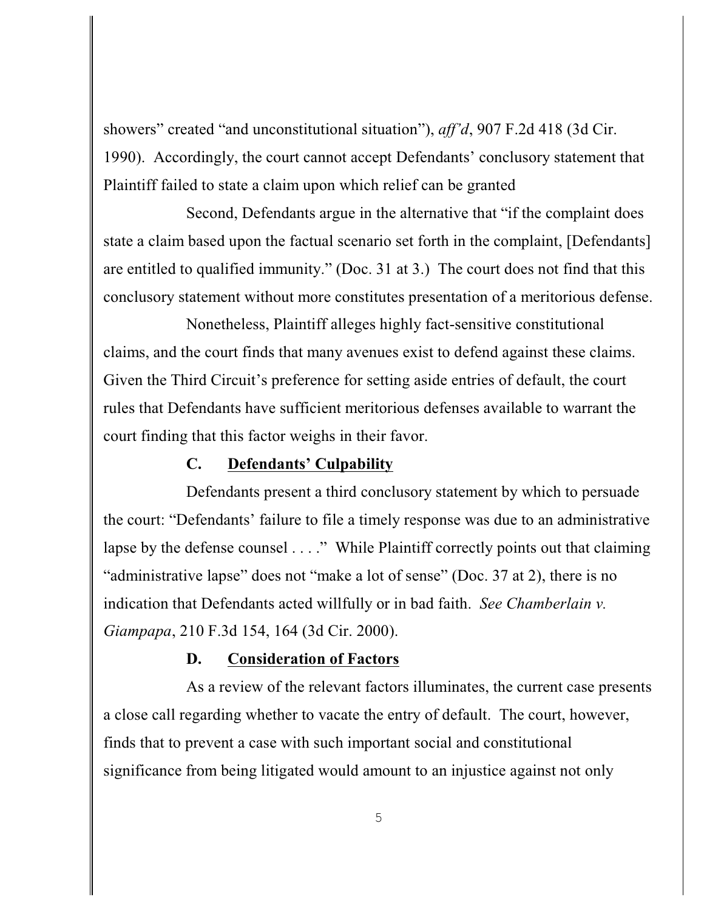showers" created "and unconstitutional situation"), *aff'd*, 907 F.2d 418 (3d Cir. 1990). Accordingly, the court cannot accept Defendants' conclusory statement that Plaintiff failed to state a claim upon which relief can be granted

Second, Defendants argue in the alternative that "if the complaint does state a claim based upon the factual scenario set forth in the complaint, [Defendants] are entitled to qualified immunity." (Doc. 31 at 3.) The court does not find that this conclusory statement without more constitutes presentation of a meritorious defense.

Nonetheless, Plaintiff alleges highly fact-sensitive constitutional claims, and the court finds that many avenues exist to defend against these claims. Given the Third Circuit's preference for setting aside entries of default, the court rules that Defendants have sufficient meritorious defenses available to warrant the court finding that this factor weighs in their favor.

### C. Defendants' Culpability

Defendants present a third conclusory statement by which to persuade the court: "Defendants' failure to file a timely response was due to an administrative lapse by the defense counsel . . . ." While Plaintiff correctly points out that claiming "administrative lapse" does not "make a lot of sense" (Doc. 37 at 2), there is no indication that Defendants acted willfully or in bad faith. *See Chamberlain v. Giampapa*, 210 F.3d 154, 164 (3d Cir. 2000).

### D. Consideration of Factors

As a review of the relevant factors illuminates, the current case presents a close call regarding whether to vacate the entry of default. The court, however, finds that to prevent a case with such important social and constitutional significance from being litigated would amount to an injustice against not only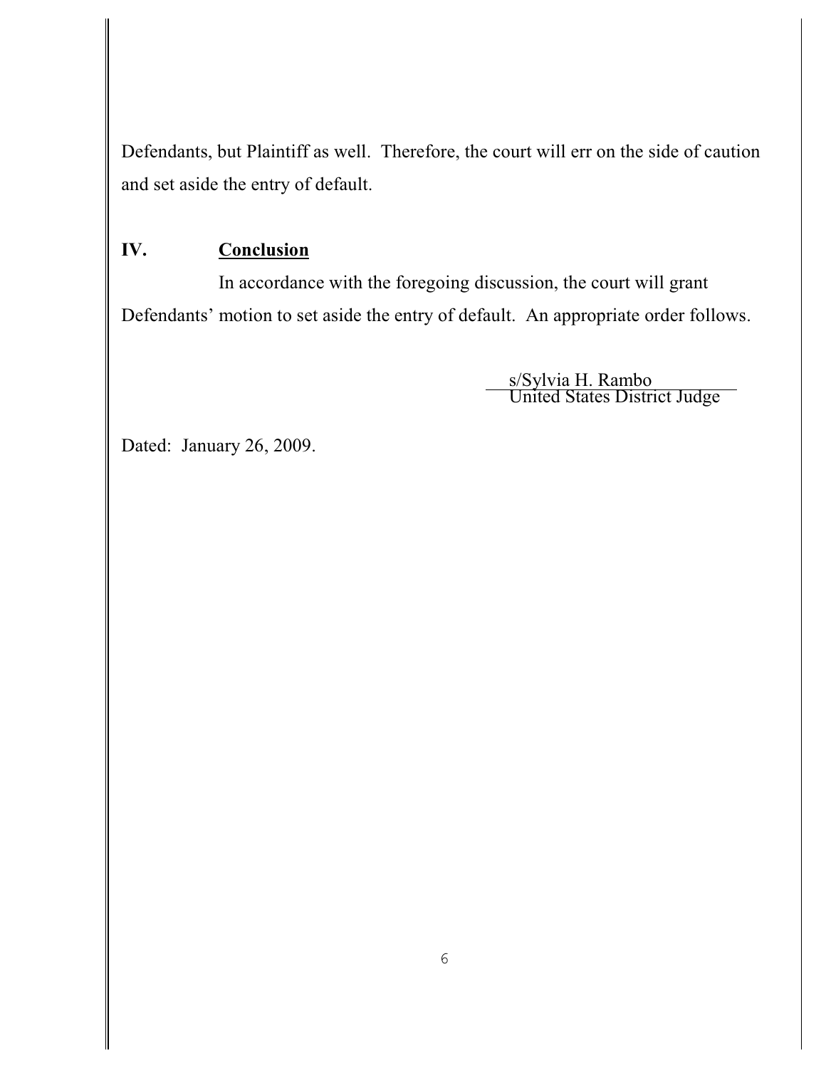Defendants, but Plaintiff as well. Therefore, the court will err on the side of caution and set aside the entry of default.

## IV. Conclusion

In accordance with the foregoing discussion, the court will grant Defendants' motion to set aside the entry of default. An appropriate order follows.

s/Sylvia H. Rambo
United States District Judge

Dated: January 26, 2009.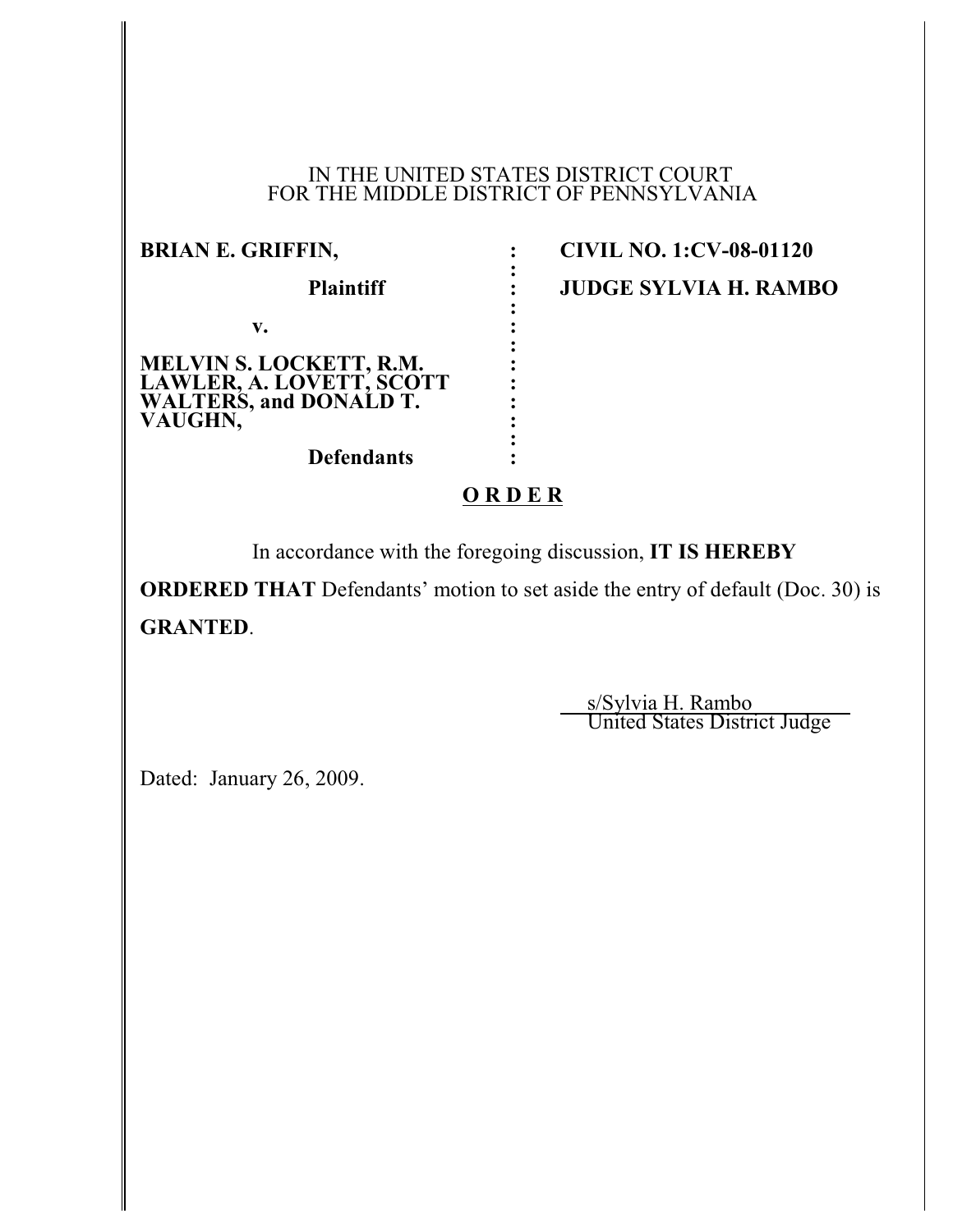IN THE UNITED STATES DISTRICT COURT
FOR THE MIDDLE DISTRICT OF PENNSYLVANIA

| | | |
|---|---|---|
| **BRIAN E. GRIFFIN,** | : | **CIVIL NO. 1:CV-08-01120** |
| **Plaintiff** | : | **JUDGE SYLVIA H. RAMBO** |
| **v.** | : | |
| **MELVIN S. LOCKETT, R.M. LAWLER, A. LOVETT, SCOTT WALTERS, and DONALD T. VAUGHN,** | : | |
| **Defendants** | : | |

**O R D E R**

In accordance with the foregoing discussion, **IT IS HEREBY ORDERED THAT** Defendants' motion to set aside the entry of default (Doc. 30) is **GRANTED**.

s/Sylvia H. Rambo
United States District Judge

Dated: January 26, 2009.